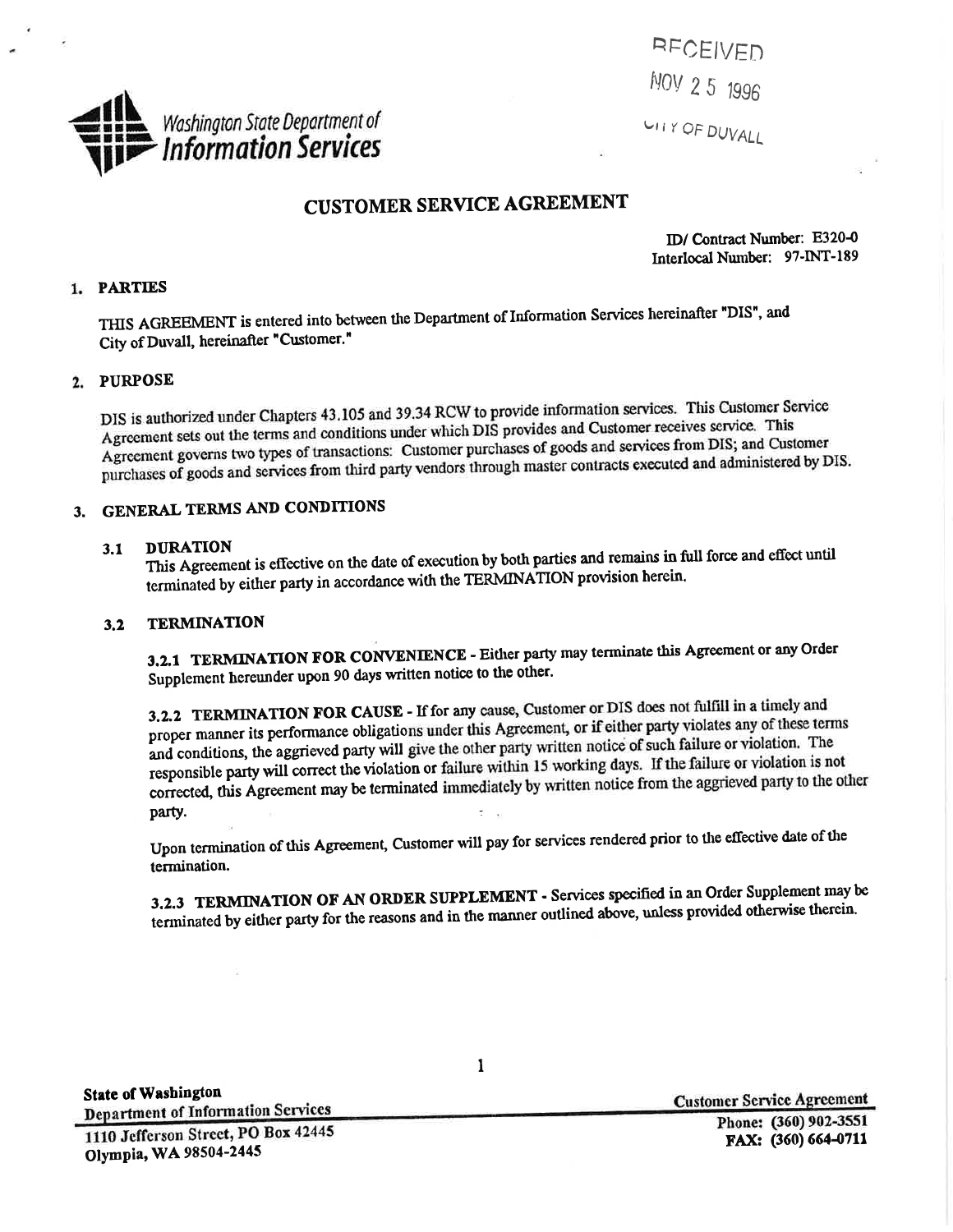Washington State Department of Information Services

RECEIVED
NOV 25 1996
CITY OF DUVALL

# CUSTOMER SERVICE AGREEMENT

ID/ Contract Number: E320-0
Interlocal Number: 97-INT-189

## 1. PARTIES

THIS AGREEMENT is entered into between the Department of Information Services hereinafter "DIS", and City of Duvall, hereinafter "Customer."

## 2. PURPOSE

DIS is authorized under Chapters 43.105 and 39.34 RCW to provide information services. This Customer Service Agreement sets out the terms and conditions under which DIS provides and Customer receives service. This Agreement governs two types of transactions: Customer purchases of goods and services from DIS; and Customer purchases of goods and services from third party vendors through master contracts executed and administered by DIS.

## 3. GENERAL TERMS AND CONDITIONS

### 3.1 DURATION

This Agreement is effective on the date of execution by both parties and remains in full force and effect until terminated by either party in accordance with the TERMINATION provision herein.

### 3.2 TERMINATION

**3.2.1 TERMINATION FOR CONVENIENCE** - Either party may terminate this Agreement or any Order Supplement hereunder upon 90 days written notice to the other.

**3.2.2 TERMINATION FOR CAUSE** - If for any cause, Customer or DIS does not fulfill in a timely and proper manner its performance obligations under this Agreement, or if either party violates any of these terms and conditions, the aggrieved party will give the other party written notice of such failure or violation. The responsible party will correct the violation or failure within 15 working days. If the failure or violation is not corrected, this Agreement may be terminated immediately by written notice from the aggrieved party to the other party.

Upon termination of this Agreement, Customer will pay for services rendered prior to the effective date of the termination.

**3.2.3 TERMINATION OF AN ORDER SUPPLEMENT** - Services specified in an Order Supplement may be terminated by either party for the reasons and in the manner outlined above, unless provided otherwise therein.

State of Washington
Department of Information Services
1110 Jefferson Street, PO Box 42445
Olympia, WA 98504-2445

Customer Service Agreement
Phone: (360) 902-3551
FAX: (360) 664-0711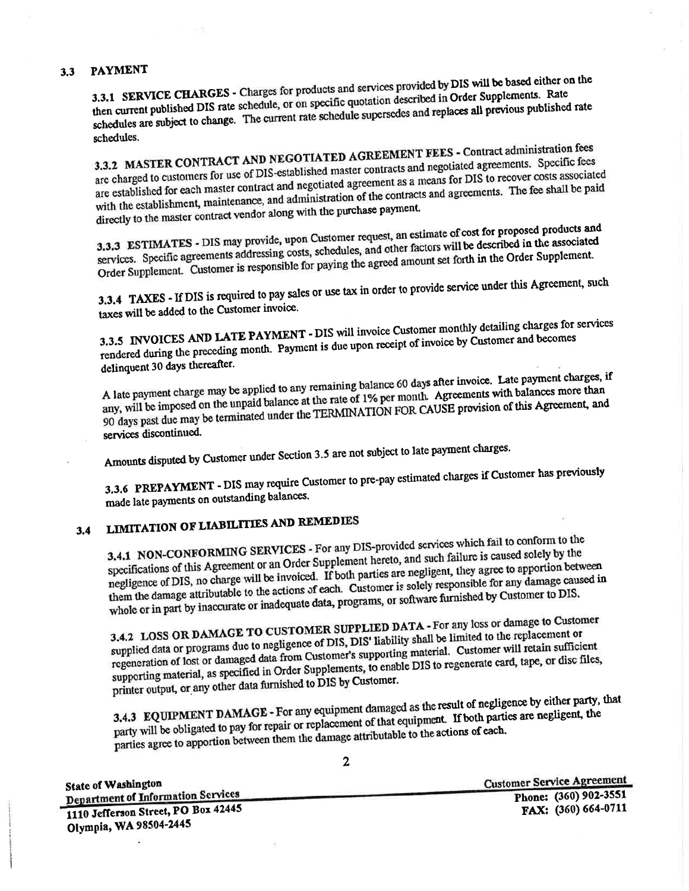## 3.3 PAYMENT

**3.3.1 SERVICE CHARGES** - Charges for products and services provided by DIS will be based either on the then current published DIS rate schedule, or on specific quotation described in Order Supplements. Rate schedules are subject to change. The current rate schedule supersedes and replaces all previous published rate schedules.

**3.3.2 MASTER CONTRACT AND NEGOTIATED AGREEMENT FEES** - Contract administration fees are charged to customers for use of DIS-established master contracts and negotiated agreements. Specific fees are established for each master contract and negotiated agreement as a means for DIS to recover costs associated with the establishment, maintenance, and administration of the contracts and agreements. The fee shall be paid directly to the master contract vendor along with the purchase payment.

**3.3.3 ESTIMATES** - DIS may provide, upon Customer request, an estimate of cost for proposed products and services. Specific agreements addressing costs, schedules, and other factors will be described in the associated Order Supplement. Customer is responsible for paying the agreed amount set forth in the Order Supplement.

**3.3.4 TAXES** - If DIS is required to pay sales or use tax in order to provide service under this Agreement, such taxes will be added to the Customer invoice.

**3.3.5 INVOICES AND LATE PAYMENT** - DIS will invoice Customer monthly detailing charges for services rendered during the preceding month. Payment is due upon receipt of invoice by Customer and becomes delinquent 30 days thereafter.

A late payment charge may be applied to any remaining balance 60 days after invoice. Late payment charges, if any, will be imposed on the unpaid balance at the rate of 1% per month. Agreements with balances more than 90 days past due may be terminated under the TERMINATION FOR CAUSE provision of this Agreement, and services discontinued.

Amounts disputed by Customer under Section 3.5 are not subject to late payment charges.

**3.3.6 PREPAYMENT** - DIS may require Customer to pre-pay estimated charges if Customer has previously made late payments on outstanding balances.

## 3.4 LIMITATION OF LIABILITIES AND REMEDIES

**3.4.1 NON-CONFORMING SERVICES** - For any DIS-provided services which fail to conform to the specifications of this Agreement or an Order Supplement hereto, and such failure is caused solely by the negligence of DIS, no charge will be invoiced. If both parties are negligent, they agree to apportion between them the damage attributable to the actions of each. Customer is solely responsible for any damage caused in whole or in part by inaccurate or inadequate data, programs, or software furnished by Customer to DIS.

**3.4.2 LOSS OR DAMAGE TO CUSTOMER SUPPLIED DATA** - For any loss or damage to Customer supplied data or programs due to negligence of DIS, DIS' liability shall be limited to the replacement or regeneration of lost or damaged data from Customer's supporting material. Customer will retain sufficient supporting material, as specified in Order Supplements, to enable DIS to regenerate card, tape, or disc files, printer output, or any other data furnished to DIS by Customer.

**3.4.3 EQUIPMENT DAMAGE** - For any equipment damaged as the result of negligence by either party, that party will be obligated to pay for repair or replacement of that equipment. If both parties are negligent, the parties agree to apportion between them the damage attributable to the actions of each.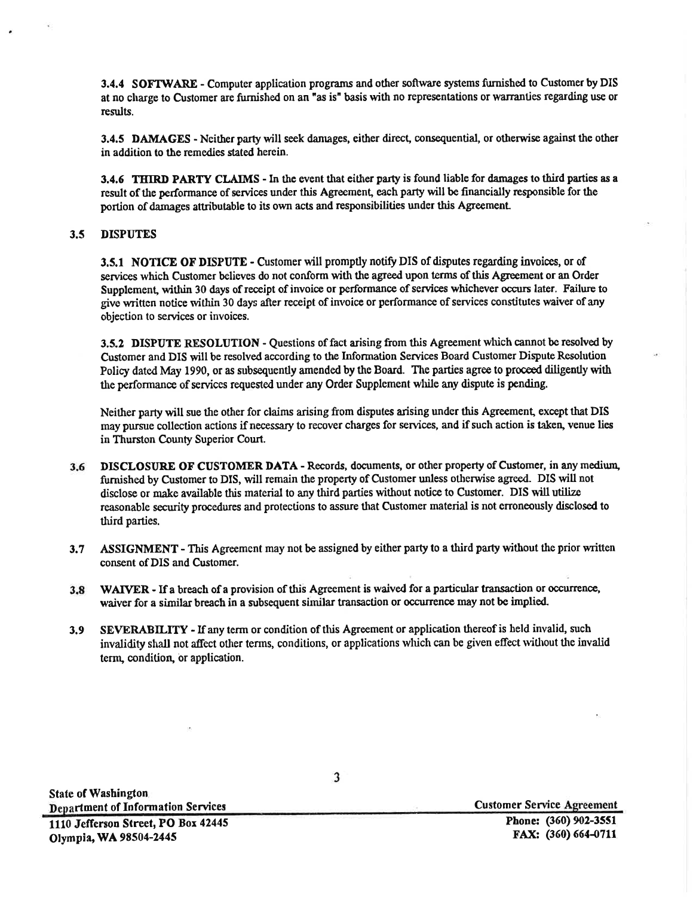**3.4.4 SOFTWARE** - Computer application programs and other software systems furnished to Customer by DIS at no charge to Customer are furnished on an "as is" basis with no representations or warranties regarding use or results.

**3.4.5 DAMAGES** - Neither party will seek damages, either direct, consequential, or otherwise against the other in addition to the remedies stated herein.

**3.4.6 THIRD PARTY CLAIMS** - In the event that either party is found liable for damages to third parties as a result of the performance of services under this Agreement, each party will be financially responsible for the portion of damages attributable to its own acts and responsibilities under this Agreement.

### 3.5 DISPUTES

**3.5.1 NOTICE OF DISPUTE** - Customer will promptly notify DIS of disputes regarding invoices, or of services which Customer believes do not conform with the agreed upon terms of this Agreement or an Order Supplement, within 30 days of receipt of invoice or performance of services whichever occurs later. Failure to give written notice within 30 days after receipt of invoice or performance of services constitutes waiver of any objection to services or invoices.

**3.5.2 DISPUTE RESOLUTION** - Questions of fact arising from this Agreement which cannot be resolved by Customer and DIS will be resolved according to the Information Services Board Customer Dispute Resolution Policy dated May 1990, or as subsequently amended by the Board. The parties agree to proceed diligently with the performance of services requested under any Order Supplement while any dispute is pending.

Neither party will sue the other for claims arising from disputes arising under this Agreement, except that DIS may pursue collection actions if necessary to recover charges for services, and if such action is taken, venue lies in Thurston County Superior Court.

**3.6 DISCLOSURE OF CUSTOMER DATA** - Records, documents, or other property of Customer, in any medium, furnished by Customer to DIS, will remain the property of Customer unless otherwise agreed. DIS will not disclose or make available this material to any third parties without notice to Customer. DIS will utilize reasonable security procedures and protections to assure that Customer material is not erroneously disclosed to third parties.

**3.7 ASSIGNMENT** - This Agreement may not be assigned by either party to a third party without the prior written consent of DIS and Customer.

**3.8 WAIVER** - If a breach of a provision of this Agreement is waived for a particular transaction or occurrence, waiver for a similar breach in a subsequent similar transaction or occurrence may not be implied.

**3.9 SEVERABILITY** - If any term or condition of this Agreement or application thereof is held invalid, such invalidity shall not affect other terms, conditions, or applications which can be given effect without the invalid term, condition, or application.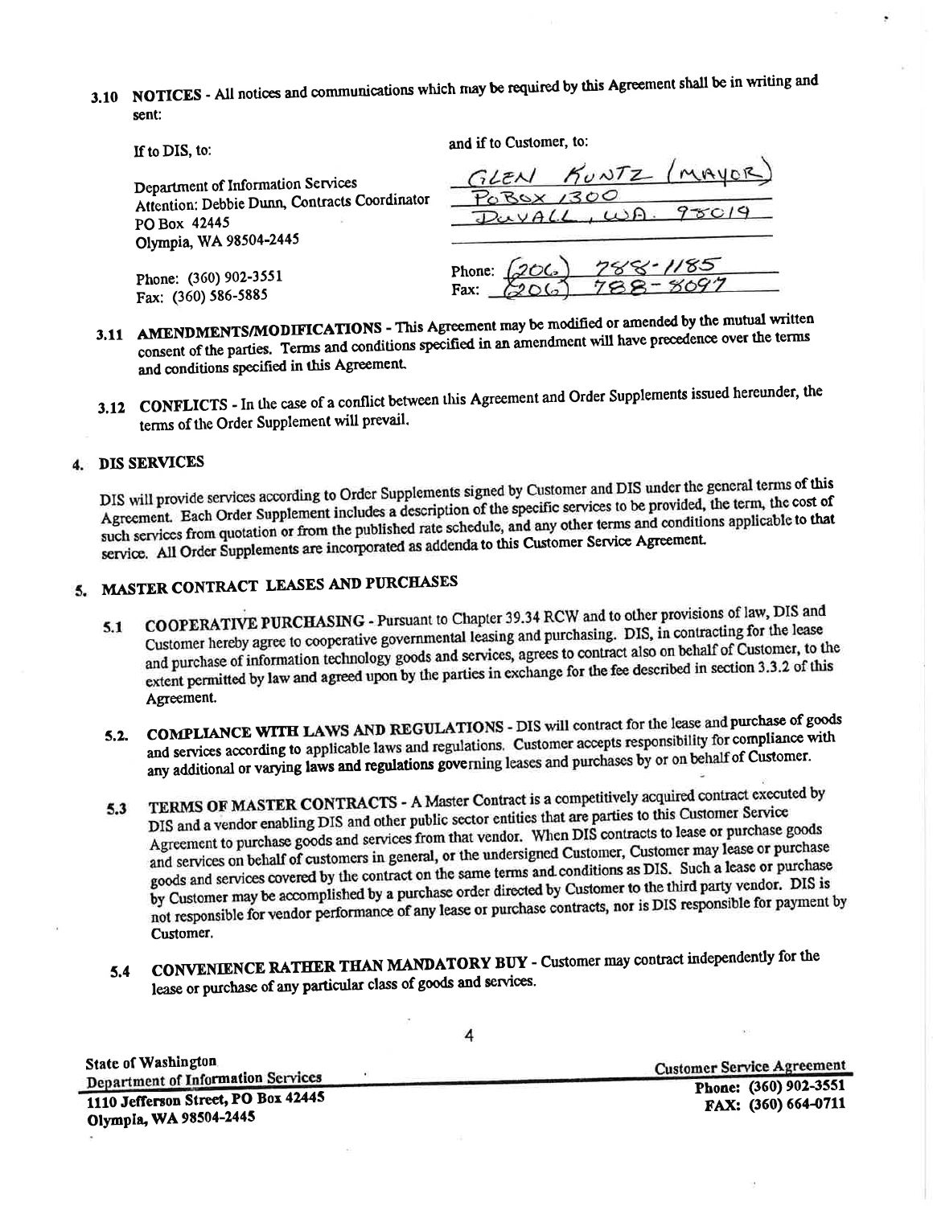**3.10 NOTICES** - All notices and communications which may be required by this Agreement shall be in writing and sent:

If to DIS, to:

Department of Information Services
Attention: Debbie Dunn, Contracts Coordinator
PO Box 42445
Olympia, WA 98504-2445

Phone: (360) 902-3551
Fax: (360) 586-5885

and if to Customer, to:

GLEN KUNTZ (MAYOR)
PO BOX 1300
DUVALL, WA. 98019

Phone: (206) 788-1185
Fax: (206) 788-8097

**3.11 AMENDMENTS/MODIFICATIONS** - This Agreement may be modified or amended by the mutual written consent of the parties. Terms and conditions specified in an amendment will have precedence over the terms and conditions specified in this Agreement.

**3.12 CONFLICTS** - In the case of a conflict between this Agreement and Order Supplements issued hereunder, the terms of the Order Supplement will prevail.

## 4. DIS SERVICES

DIS will provide services according to Order Supplements signed by Customer and DIS under the general terms of this Agreement. Each Order Supplement includes a description of the specific services to be provided, the term, the cost of such services from quotation or from the published rate schedule, and any other terms and conditions applicable to that service. All Order Supplements are incorporated as addenda to this Customer Service Agreement.

## 5. MASTER CONTRACT LEASES AND PURCHASES

**5.1 COOPERATIVE PURCHASING** - Pursuant to Chapter 39.34 RCW and to other provisions of law, DIS and Customer hereby agree to cooperative governmental leasing and purchasing. DIS, in contracting for the lease and purchase of information technology goods and services, agrees to contract also on behalf of Customer, to the extent permitted by law and agreed upon by the parties in exchange for the fee described in section 3.3.2 of this Agreement.

**5.2. COMPLIANCE WITH LAWS AND REGULATIONS** - DIS will contract for the lease and purchase of goods and services according to applicable laws and regulations. Customer accepts responsibility for compliance with any additional or varying laws and regulations governing leases and purchases by or on behalf of Customer.

**5.3 TERMS OF MASTER CONTRACTS** - A Master Contract is a competitively acquired contract executed by DIS and a vendor enabling DIS and other public sector entities that are parties to this Customer Service Agreement to purchase goods and services from that vendor. When DIS contracts to lease or purchase goods and services on behalf of customers in general, or the undersigned Customer, Customer may lease or purchase goods and services covered by the contract on the same terms and conditions as DIS. Such a lease or purchase by Customer may be accomplished by a purchase order directed by Customer to the third party vendor. DIS is not responsible for vendor performance of any lease or purchase contracts, nor is DIS responsible for payment by Customer.

**5.4 CONVENIENCE RATHER THAN MANDATORY BUY** - Customer may contract independently for the lease or purchase of any particular class of goods and services.